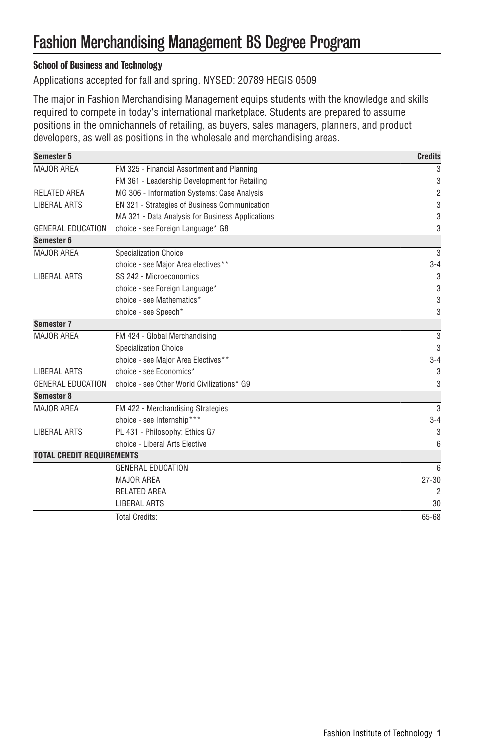# Fashion Merchandising Management BS Degree Program

### School of Business and Technology

Applications accepted for fall and spring. NYSED: 20789 HEGIS 0509

The major in Fashion Merchandising Management equips students with the knowledge and skills required to compete in today's international marketplace. Students are prepared to assume positions in the omnichannels of retailing, as buyers, sales managers, planners, and product developers, as well as positions in the wholesale and merchandising areas.

| Semester 5 | | Credits |
|---|---|---|
| MAJOR AREA | FM 325 - Financial Assortment and Planning | 3 |
| | FM 361 - Leadership Development for Retailing | 3 |
| RELATED AREA | MG 306 - Information Systems: Case Analysis | 2 |
| LIBERAL ARTS | EN 321 - Strategies of Business Communication | 3 |
| | MA 321 - Data Analysis for Business Applications | 3 |
| GENERAL EDUCATION | choice - see Foreign Language* G8 | 3 |
| **Semester 6** | | |
| MAJOR AREA | Specialization Choice | 3 |
| | choice - see Major Area electives** | 3-4 |
| LIBERAL ARTS | SS 242 - Microeconomics | 3 |
| | choice - see Foreign Language* | 3 |
| | choice - see Mathematics* | 3 |
| | choice - see Speech* | 3 |
| **Semester 7** | | |
| MAJOR AREA | FM 424 - Global Merchandising | 3 |
| | Specialization Choice | 3 |
| | choice - see Major Area Electives** | 3-4 |
| LIBERAL ARTS | choice - see Economics* | 3 |
| GENERAL EDUCATION | choice - see Other World Civilizations* G9 | 3 |
| **Semester 8** | | |
| MAJOR AREA | FM 422 - Merchandising Strategies | 3 |
| | choice - see Internship*** | 3-4 |
| LIBERAL ARTS | PL 431 - Philosophy: Ethics G7 | 3 |
| | choice - Liberal Arts Elective | 6 |
| **TOTAL CREDIT REQUIREMENTS** | | |
| | GENERAL EDUCATION | 6 |
| | MAJOR AREA | 27-30 |
| | RELATED AREA | 2 |
| | LIBERAL ARTS | 30 |
| | Total Credits: | 65-68 |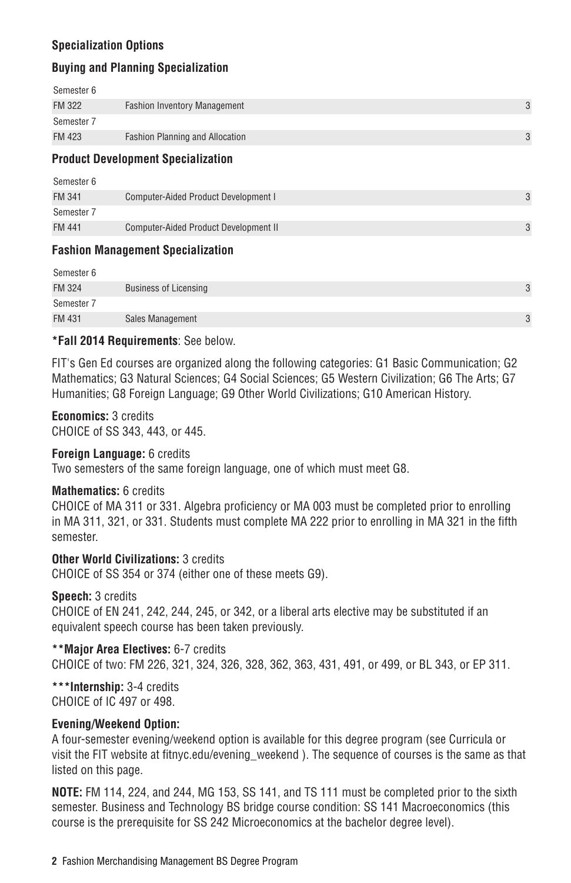### Specialization Options

#### Buying and Planning Specialization

| | | |
|---|---|---|
| Semester 6 | | |
| FM 322 | Fashion Inventory Management | 3 |
| Semester 7 | | |
| FM 423 | Fashion Planning and Allocation | 3 |

#### Product Development Specialization

| | | |
|---|---|---|
| Semester 6 | | |
| FM 341 | Computer-Aided Product Development I | 3 |
| Semester 7 | | |
| FM 441 | Computer-Aided Product Development II | 3 |

#### Fashion Management Specialization

| | | |
|---|---|---|
| Semester 6 | | |
| FM 324 | Business of Licensing | 3 |
| Semester 7 | | |
| FM 431 | Sales Management | 3 |

***Fall 2014 Requirements**: See below.

FIT's Gen Ed courses are organized along the following categories: G1 Basic Communication; G2 Mathematics; G3 Natural Sciences; G4 Social Sciences; G5 Western Civilization; G6 The Arts; G7 Humanities; G8 Foreign Language; G9 Other World Civilizations; G10 American History.

**Economics:** 3 credits
CHOICE of SS 343, 443, or 445.

**Foreign Language:** 6 credits
Two semesters of the same foreign language, one of which must meet G8.

**Mathematics:** 6 credits
CHOICE of MA 311 or 331. Algebra proficiency or MA 003 must be completed prior to enrolling in MA 311, 321, or 331. Students must complete MA 222 prior to enrolling in MA 321 in the fifth semester.

**Other World Civilizations:** 3 credits
CHOICE of SS 354 or 374 (either one of these meets G9).

**Speech:** 3 credits
CHOICE of EN 241, 242, 244, 245, or 342, or a liberal arts elective may be substituted if an equivalent speech course has been taken previously.

****Major Area Electives:** 6-7 credits
CHOICE of two: FM 226, 321, 324, 326, 328, 362, 363, 431, 491, or 499, or BL 343, or EP 311.

*****Internship:** 3-4 credits
CHOICE of IC 497 or 498.

**Evening/Weekend Option:**
A four-semester evening/weekend option is available for this degree program (see Curricula or visit the FIT website at fitnyc.edu/evening_weekend ). The sequence of courses is the same as that listed on this page.

**NOTE:** FM 114, 224, and 244, MG 153, SS 141, and TS 111 must be completed prior to the sixth semester. Business and Technology BS bridge course condition: SS 141 Macroeconomics (this course is the prerequisite for SS 242 Microeconomics at the bachelor degree level).